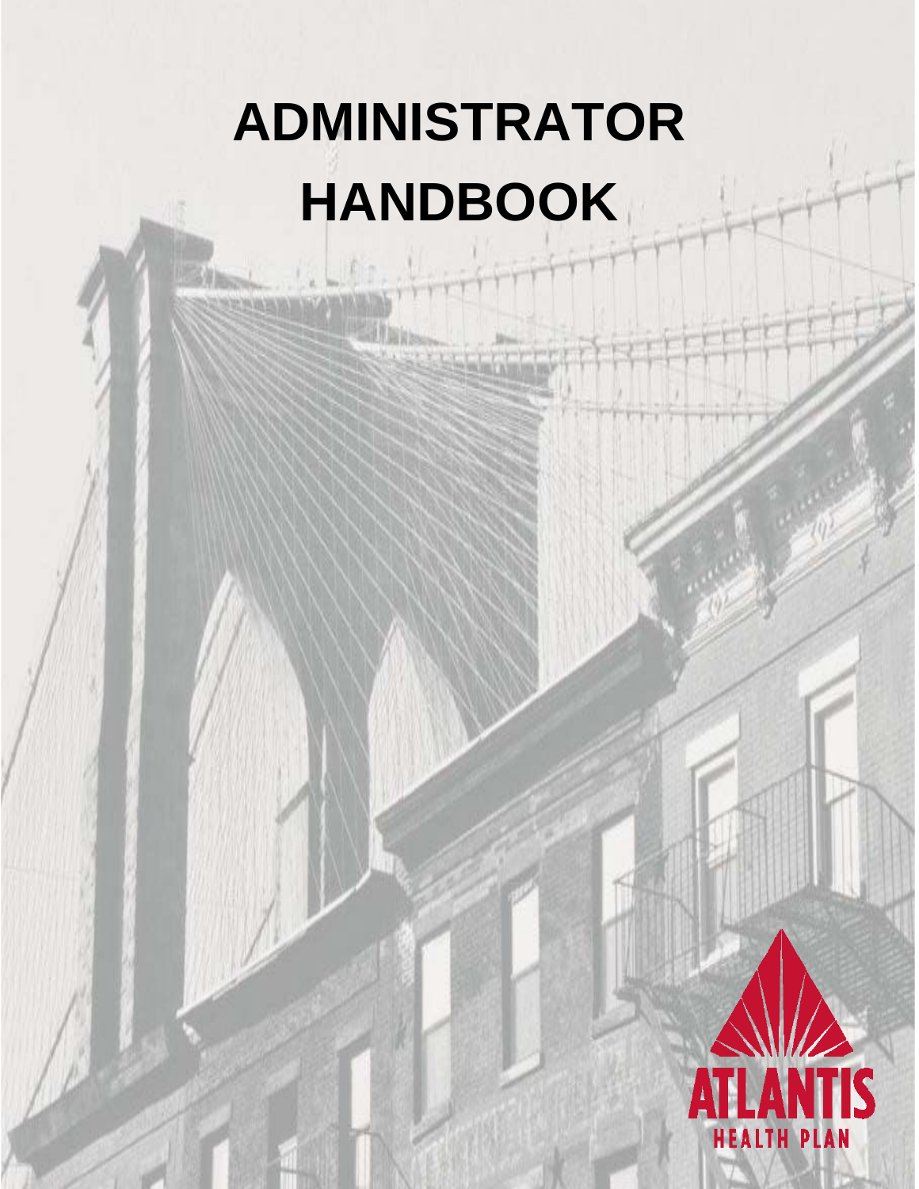# ADMINISTRATOR HANDBOOK

ATLANTIS HEALTH PLAN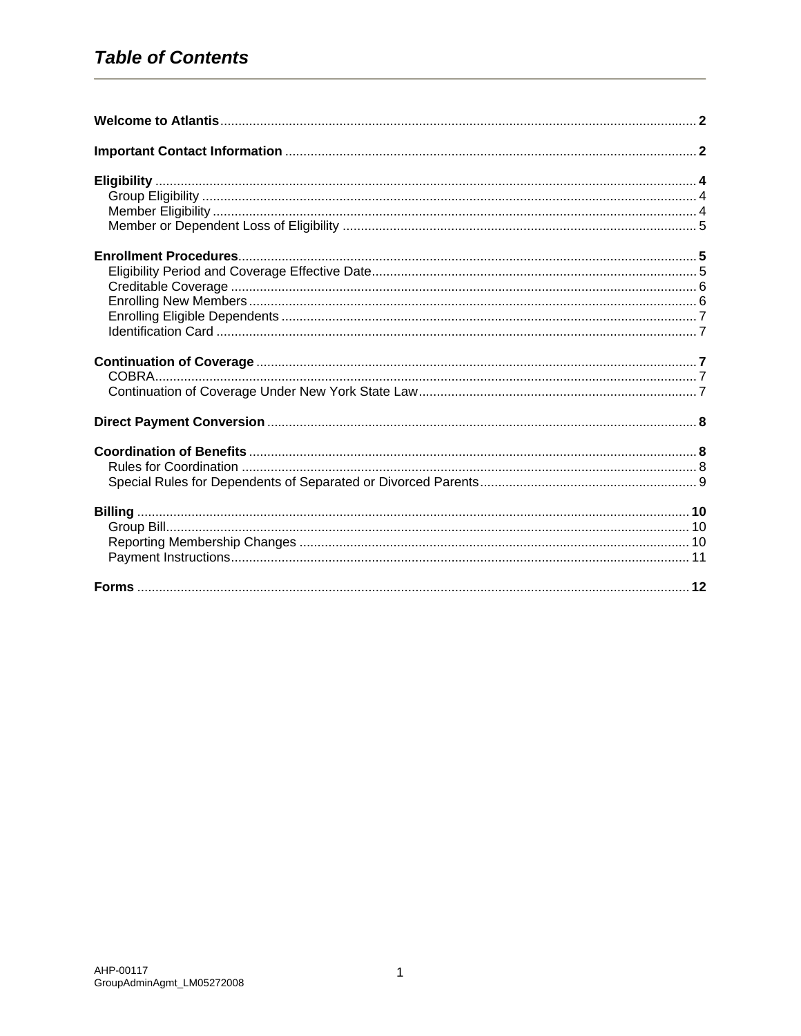# *Table of Contents*

**Welcome to Atlantis** ..... **2**

**Important Contact Information** ..... **2**

**Eligibility** ..... **4**
- Group Eligibility ..... 4
- Member Eligibility ..... 4
- Member or Dependent Loss of Eligibility ..... 5

**Enrollment Procedures** ..... **5**
- Eligibility Period and Coverage Effective Date ..... 5
- Creditable Coverage ..... 6
- Enrolling New Members ..... 6
- Enrolling Eligible Dependents ..... 7
- Identification Card ..... 7

**Continuation of Coverage** ..... **7**
- COBRA ..... 7
- Continuation of Coverage Under New York State Law ..... 7

**Direct Payment Conversion** ..... **8**

**Coordination of Benefits** ..... **8**
- Rules for Coordination ..... 8
- Special Rules for Dependents of Separated or Divorced Parents ..... 9

**Billing** ..... **10**
- Group Bill ..... 10
- Reporting Membership Changes ..... 10
- Payment Instructions ..... 11

**Forms** ..... **12**

AHP-00117
GroupAdminAgmt_LM05272008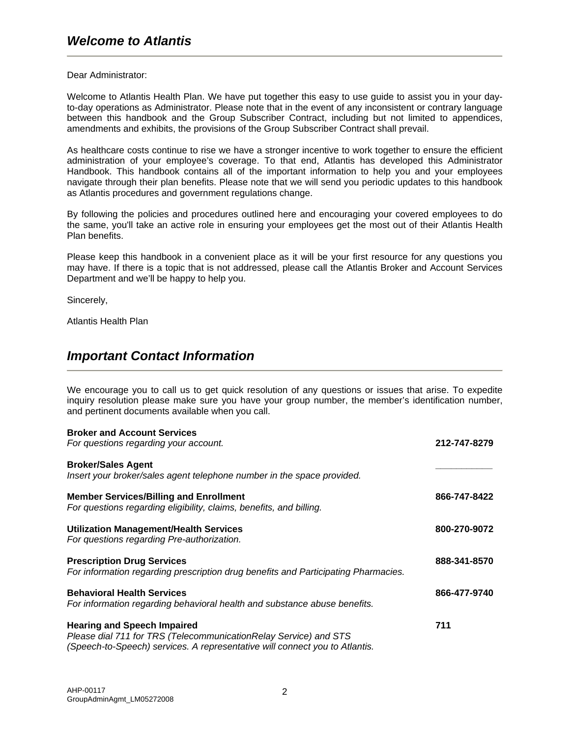## *Welcome to Atlantis*

Dear Administrator:

Welcome to Atlantis Health Plan. We have put together this easy to use guide to assist you in your day-to-day operations as Administrator. Please note that in the event of any inconsistent or contrary language between this handbook and the Group Subscriber Contract, including but not limited to appendices, amendments and exhibits, the provisions of the Group Subscriber Contract shall prevail.

As healthcare costs continue to rise we have a stronger incentive to work together to ensure the efficient administration of your employee's coverage. To that end, Atlantis has developed this Administrator Handbook. This handbook contains all of the important information to help you and your employees navigate through their plan benefits. Please note that we will send you periodic updates to this handbook as Atlantis procedures and government regulations change.

By following the policies and procedures outlined here and encouraging your covered employees to do the same, you'll take an active role in ensuring your employees get the most out of their Atlantis Health Plan benefits.

Please keep this handbook in a convenient place as it will be your first resource for any questions you may have. If there is a topic that is not addressed, please call the Atlantis Broker and Account Services Department and we'll be happy to help you.

Sincerely,

Atlantis Health Plan

## *Important Contact Information*

We encourage you to call us to get quick resolution of any questions or issues that arise. To expedite inquiry resolution please make sure you have your group number, the member's identification number, and pertinent documents available when you call.

**Broker and Account Services**
*For questions regarding your account.* **212-747-8279**

**Broker/Sales Agent**
*Insert your broker/sales agent telephone number in the space provided.* ___________

**Member Services/Billing and Enrollment**
*For questions regarding eligibility, claims, benefits, and billing.* **866-747-8422**

**Utilization Management/Health Services**
*For questions regarding Pre-authorization.* **800-270-9072**

**Prescription Drug Services**
*For information regarding prescription drug benefits and Participating Pharmacies.* **888-341-8570**

**Behavioral Health Services**
*For information regarding behavioral health and substance abuse benefits.* **866-477-9740**

**Hearing and Speech Impaired**
*Please dial 711 for TRS (TelecommunicationRelay Service) and STS (Speech-to-Speech) services. A representative will connect you to Atlantis.* **711**

AHP-00117
GroupAdminAgmt_LM05272008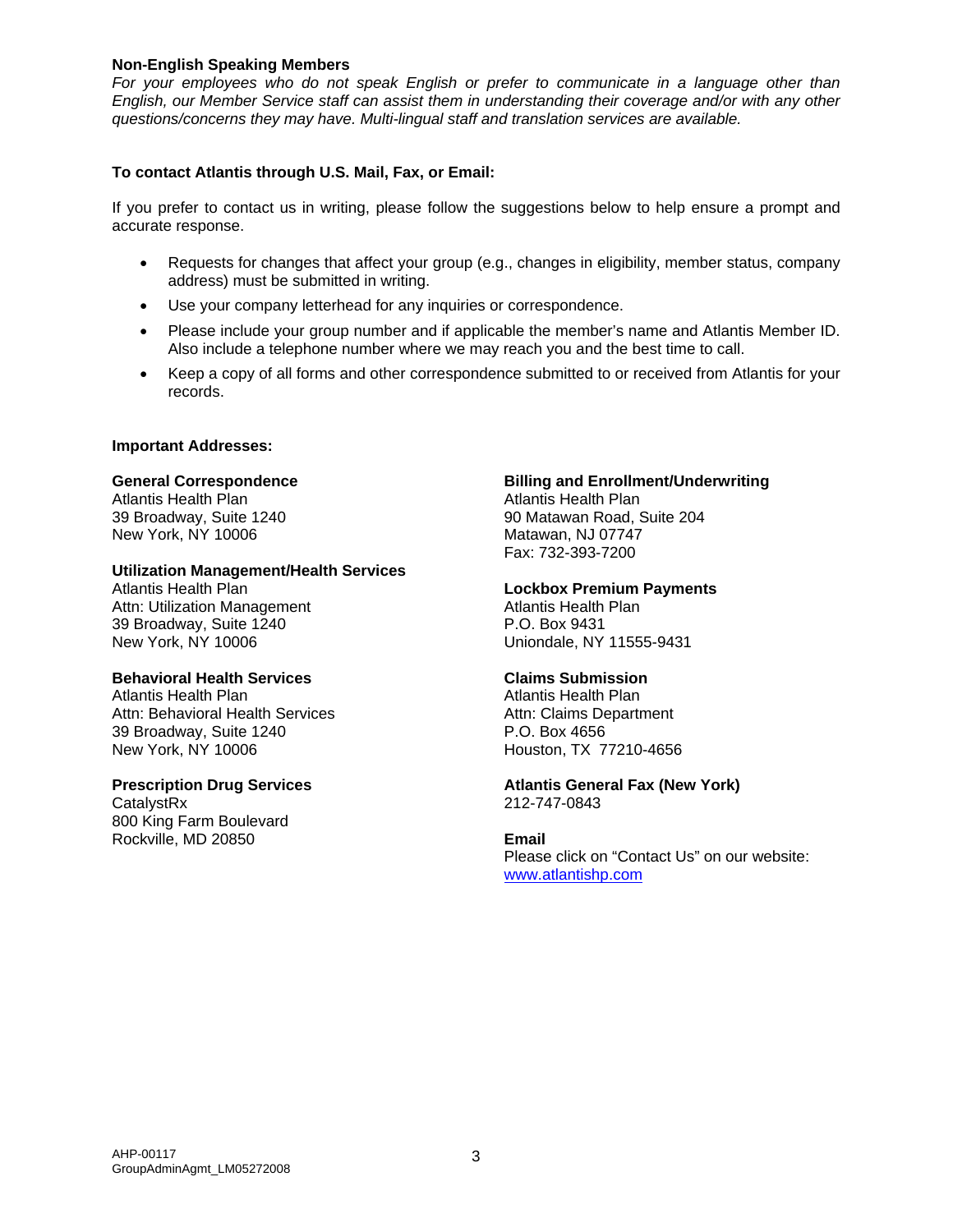**Non-English Speaking Members**

*For your employees who do not speak English or prefer to communicate in a language other than English, our Member Service staff can assist them in understanding their coverage and/or with any other questions/concerns they may have. Multi-lingual staff and translation services are available.*

**To contact Atlantis through U.S. Mail, Fax, or Email:**

If you prefer to contact us in writing, please follow the suggestions below to help ensure a prompt and accurate response.

- Requests for changes that affect your group (e.g., changes in eligibility, member status, company address) must be submitted in writing.
- Use your company letterhead for any inquiries or correspondence.
- Please include your group number and if applicable the member's name and Atlantis Member ID. Also include a telephone number where we may reach you and the best time to call.
- Keep a copy of all forms and other correspondence submitted to or received from Atlantis for your records.

**Important Addresses:**

**General Correspondence**
Atlantis Health Plan
39 Broadway, Suite 1240
New York, NY 10006

**Utilization Management/Health Services**
Atlantis Health Plan
Attn: Utilization Management
39 Broadway, Suite 1240
New York, NY 10006

**Behavioral Health Services**
Atlantis Health Plan
Attn: Behavioral Health Services
39 Broadway, Suite 1240
New York, NY 10006

**Prescription Drug Services**
CatalystRx
800 King Farm Boulevard
Rockville, MD 20850

**Billing and Enrollment/Underwriting**
Atlantis Health Plan
90 Matawan Road, Suite 204
Matawan, NJ 07747
Fax: 732-393-7200

**Lockbox Premium Payments**
Atlantis Health Plan
P.O. Box 9431
Uniondale, NY 11555-9431

**Claims Submission**
Atlantis Health Plan
Attn: Claims Department
P.O. Box 4656
Houston, TX 77210-4656

**Atlantis General Fax (New York)**
212-747-0843

**Email**
Please click on "Contact Us" on our website:
www.atlantishp.com

AHP-00117
GroupAdminAgmt_LM05272008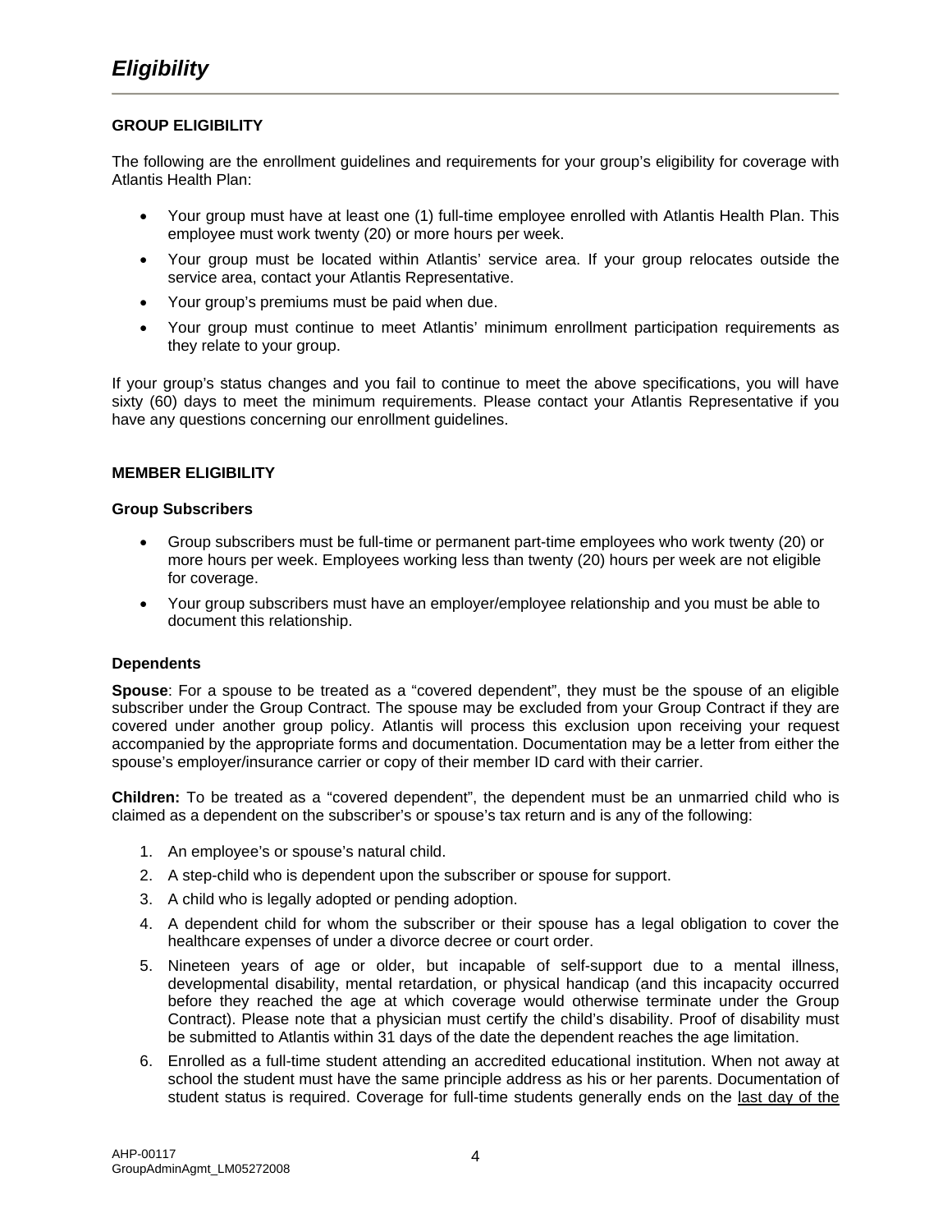# *Eligibility*

### GROUP ELIGIBILITY

The following are the enrollment guidelines and requirements for your group's eligibility for coverage with Atlantis Health Plan:

- Your group must have at least one (1) full-time employee enrolled with Atlantis Health Plan. This employee must work twenty (20) or more hours per week.
- Your group must be located within Atlantis' service area. If your group relocates outside the service area, contact your Atlantis Representative.
- Your group's premiums must be paid when due.
- Your group must continue to meet Atlantis' minimum enrollment participation requirements as they relate to your group.

If your group's status changes and you fail to continue to meet the above specifications, you will have sixty (60) days to meet the minimum requirements. Please contact your Atlantis Representative if you have any questions concerning our enrollment guidelines.

### MEMBER ELIGIBILITY

#### Group Subscribers

- Group subscribers must be full-time or permanent part-time employees who work twenty (20) or more hours per week. Employees working less than twenty (20) hours per week are not eligible for coverage.
- Your group subscribers must have an employer/employee relationship and you must be able to document this relationship.

#### Dependents

**Spouse**: For a spouse to be treated as a "covered dependent", they must be the spouse of an eligible subscriber under the Group Contract. The spouse may be excluded from your Group Contract if they are covered under another group policy. Atlantis will process this exclusion upon receiving your request accompanied by the appropriate forms and documentation. Documentation may be a letter from either the spouse's employer/insurance carrier or copy of their member ID card with their carrier.

**Children:** To be treated as a "covered dependent", the dependent must be an unmarried child who is claimed as a dependent on the subscriber's or spouse's tax return and is any of the following:

1. An employee's or spouse's natural child.
2. A step-child who is dependent upon the subscriber or spouse for support.
3. A child who is legally adopted or pending adoption.
4. A dependent child for whom the subscriber or their spouse has a legal obligation to cover the healthcare expenses of under a divorce decree or court order.
5. Nineteen years of age or older, but incapable of self-support due to a mental illness, developmental disability, mental retardation, or physical handicap (and this incapacity occurred before they reached the age at which coverage would otherwise terminate under the Group Contract). Please note that a physician must certify the child's disability. Proof of disability must be submitted to Atlantis within 31 days of the date the dependent reaches the age limitation.
6. Enrolled as a full-time student attending an accredited educational institution. When not away at school the student must have the same principle address as his or her parents. Documentation of student status is required. Coverage for full-time students generally ends on the last day of the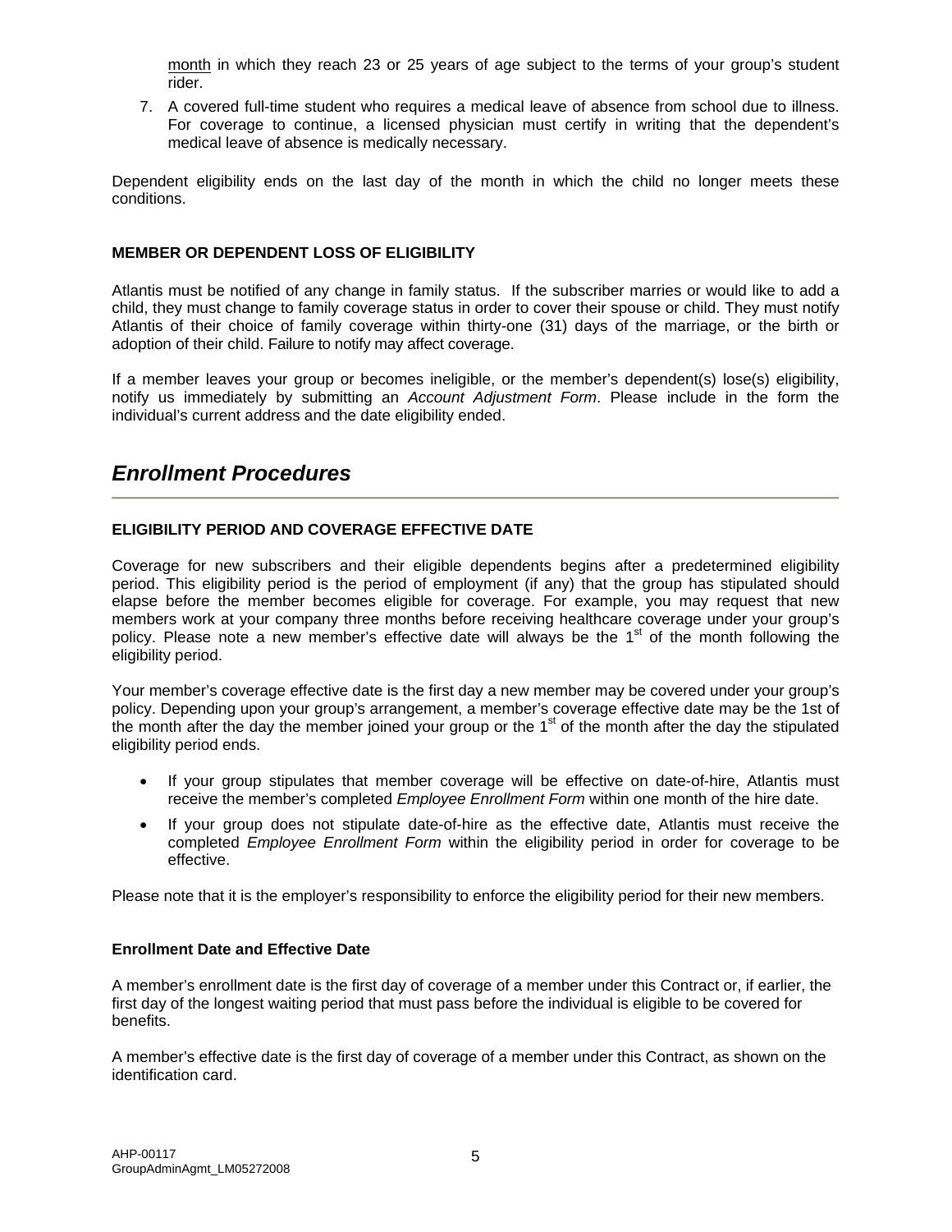month in which they reach 23 or 25 years of age subject to the terms of your group's student rider.

7. A covered full-time student who requires a medical leave of absence from school due to illness. For coverage to continue, a licensed physician must certify in writing that the dependent's medical leave of absence is medically necessary.

Dependent eligibility ends on the last day of the month in which the child no longer meets these conditions.

### MEMBER OR DEPENDENT LOSS OF ELIGIBILITY

Atlantis must be notified of any change in family status. If the subscriber marries or would like to add a child, they must change to family coverage status in order to cover their spouse or child. They must notify Atlantis of their choice of family coverage within thirty-one (31) days of the marriage, or the birth or adoption of their child. Failure to notify may affect coverage.

If a member leaves your group or becomes ineligible, or the member's dependent(s) lose(s) eligibility, notify us immediately by submitting an *Account Adjustment Form*. Please include in the form the individual's current address and the date eligibility ended.

## *Enrollment Procedures*

### ELIGIBILITY PERIOD AND COVERAGE EFFECTIVE DATE

Coverage for new subscribers and their eligible dependents begins after a predetermined eligibility period. This eligibility period is the period of employment (if any) that the group has stipulated should elapse before the member becomes eligible for coverage. For example, you may request that new members work at your company three months before receiving healthcare coverage under your group's policy. Please note a new member's effective date will always be the 1st of the month following the eligibility period.

Your member's coverage effective date is the first day a new member may be covered under your group's policy. Depending upon your group's arrangement, a member's coverage effective date may be the 1st of the month after the day the member joined your group or the 1st of the month after the day the stipulated eligibility period ends.

- If your group stipulates that member coverage will be effective on date-of-hire, Atlantis must receive the member's completed *Employee Enrollment Form* within one month of the hire date.
- If your group does not stipulate date-of-hire as the effective date, Atlantis must receive the completed *Employee Enrollment Form* within the eligibility period in order for coverage to be effective.

Please note that it is the employer's responsibility to enforce the eligibility period for their new members.

#### Enrollment Date and Effective Date

A member's enrollment date is the first day of coverage of a member under this Contract or, if earlier, the first day of the longest waiting period that must pass before the individual is eligible to be covered for benefits.

A member's effective date is the first day of coverage of a member under this Contract, as shown on the identification card.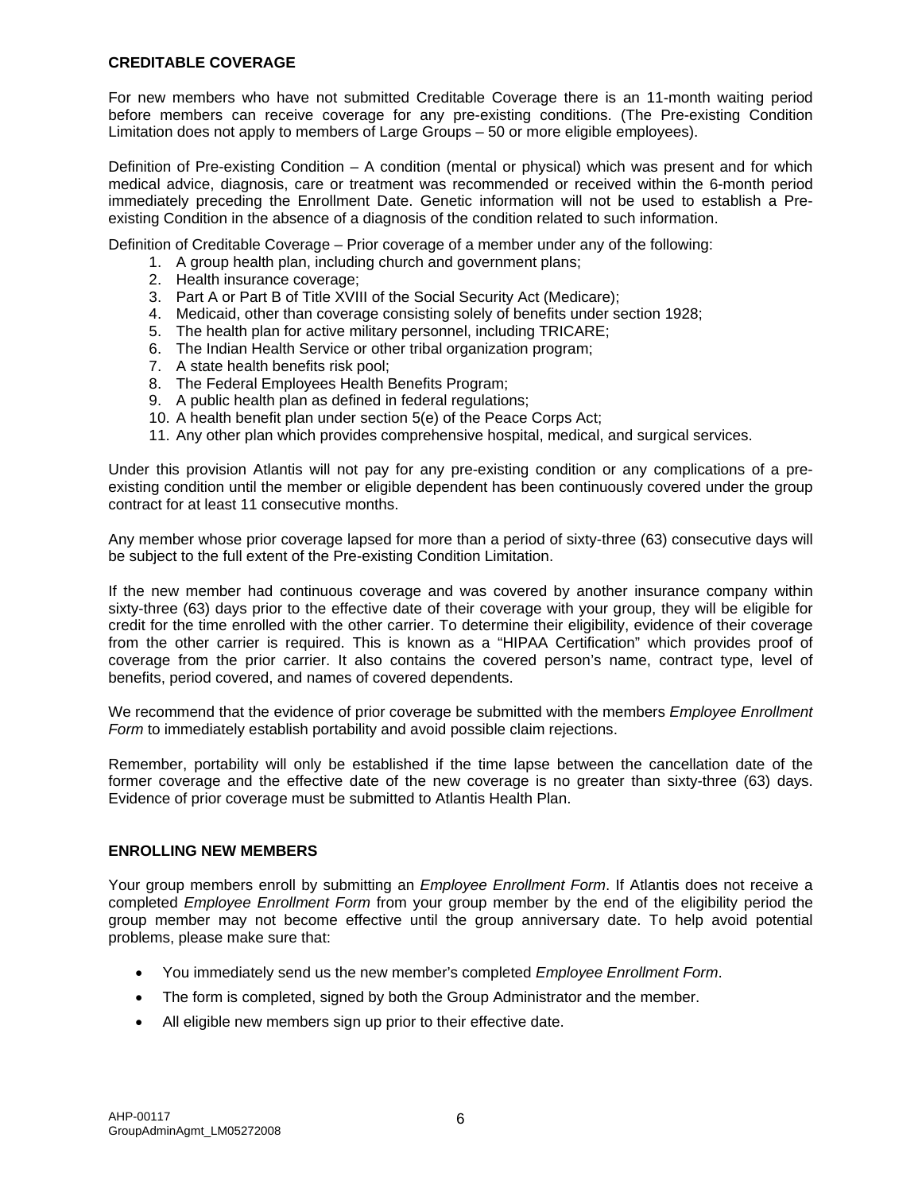## CREDITABLE COVERAGE

For new members who have not submitted Creditable Coverage there is an 11-month waiting period before members can receive coverage for any pre-existing conditions. (The Pre-existing Condition Limitation does not apply to members of Large Groups – 50 or more eligible employees).

Definition of Pre-existing Condition – A condition (mental or physical) which was present and for which medical advice, diagnosis, care or treatment was recommended or received within the 6-month period immediately preceding the Enrollment Date. Genetic information will not be used to establish a Pre-existing Condition in the absence of a diagnosis of the condition related to such information.

Definition of Creditable Coverage – Prior coverage of a member under any of the following:

1. A group health plan, including church and government plans;
2. Health insurance coverage;
3. Part A or Part B of Title XVIII of the Social Security Act (Medicare);
4. Medicaid, other than coverage consisting solely of benefits under section 1928;
5. The health plan for active military personnel, including TRICARE;
6. The Indian Health Service or other tribal organization program;
7. A state health benefits risk pool;
8. The Federal Employees Health Benefits Program;
9. A public health plan as defined in federal regulations;
10. A health benefit plan under section 5(e) of the Peace Corps Act;
11. Any other plan which provides comprehensive hospital, medical, and surgical services.

Under this provision Atlantis will not pay for any pre-existing condition or any complications of a pre-existing condition until the member or eligible dependent has been continuously covered under the group contract for at least 11 consecutive months.

Any member whose prior coverage lapsed for more than a period of sixty-three (63) consecutive days will be subject to the full extent of the Pre-existing Condition Limitation.

If the new member had continuous coverage and was covered by another insurance company within sixty-three (63) days prior to the effective date of their coverage with your group, they will be eligible for credit for the time enrolled with the other carrier. To determine their eligibility, evidence of their coverage from the other carrier is required. This is known as a "HIPAA Certification" which provides proof of coverage from the prior carrier. It also contains the covered person's name, contract type, level of benefits, period covered, and names of covered dependents.

We recommend that the evidence of prior coverage be submitted with the members *Employee Enrollment Form* to immediately establish portability and avoid possible claim rejections.

Remember, portability will only be established if the time lapse between the cancellation date of the former coverage and the effective date of the new coverage is no greater than sixty-three (63) days. Evidence of prior coverage must be submitted to Atlantis Health Plan.

## ENROLLING NEW MEMBERS

Your group members enroll by submitting an *Employee Enrollment Form*. If Atlantis does not receive a completed *Employee Enrollment Form* from your group member by the end of the eligibility period the group member may not become effective until the group anniversary date. To help avoid potential problems, please make sure that:

- You immediately send us the new member's completed *Employee Enrollment Form*.
- The form is completed, signed by both the Group Administrator and the member.
- All eligible new members sign up prior to their effective date.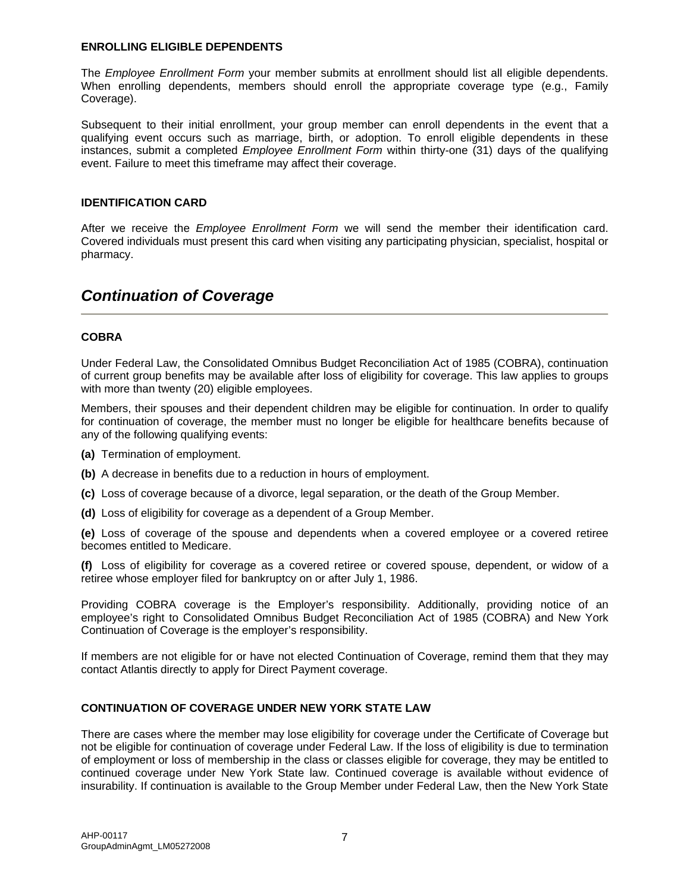### ENROLLING ELIGIBLE DEPENDENTS

The *Employee Enrollment Form* your member submits at enrollment should list all eligible dependents. When enrolling dependents, members should enroll the appropriate coverage type (e.g., Family Coverage).

Subsequent to their initial enrollment, your group member can enroll dependents in the event that a qualifying event occurs such as marriage, birth, or adoption. To enroll eligible dependents in these instances, submit a completed *Employee Enrollment Form* within thirty-one (31) days of the qualifying event. Failure to meet this timeframe may affect their coverage.

### IDENTIFICATION CARD

After we receive the *Employee Enrollment Form* we will send the member their identification card. Covered individuals must present this card when visiting any participating physician, specialist, hospital or pharmacy.

## *Continuation of Coverage*

### COBRA

Under Federal Law, the Consolidated Omnibus Budget Reconciliation Act of 1985 (COBRA), continuation of current group benefits may be available after loss of eligibility for coverage. This law applies to groups with more than twenty (20) eligible employees.

Members, their spouses and their dependent children may be eligible for continuation. In order to qualify for continuation of coverage, the member must no longer be eligible for healthcare benefits because of any of the following qualifying events:

**(a)** Termination of employment.

**(b)** A decrease in benefits due to a reduction in hours of employment.

**(c)** Loss of coverage because of a divorce, legal separation, or the death of the Group Member.

**(d)** Loss of eligibility for coverage as a dependent of a Group Member.

**(e)** Loss of coverage of the spouse and dependents when a covered employee or a covered retiree becomes entitled to Medicare.

**(f)** Loss of eligibility for coverage as a covered retiree or covered spouse, dependent, or widow of a retiree whose employer filed for bankruptcy on or after July 1, 1986.

Providing COBRA coverage is the Employer's responsibility. Additionally, providing notice of an employee's right to Consolidated Omnibus Budget Reconciliation Act of 1985 (COBRA) and New York Continuation of Coverage is the employer's responsibility.

If members are not eligible for or have not elected Continuation of Coverage, remind them that they may contact Atlantis directly to apply for Direct Payment coverage.

### CONTINUATION OF COVERAGE UNDER NEW YORK STATE LAW

There are cases where the member may lose eligibility for coverage under the Certificate of Coverage but not be eligible for continuation of coverage under Federal Law. If the loss of eligibility is due to termination of employment or loss of membership in the class or classes eligible for coverage, they may be entitled to continued coverage under New York State law. Continued coverage is available without evidence of insurability. If continuation is available to the Group Member under Federal Law, then the New York State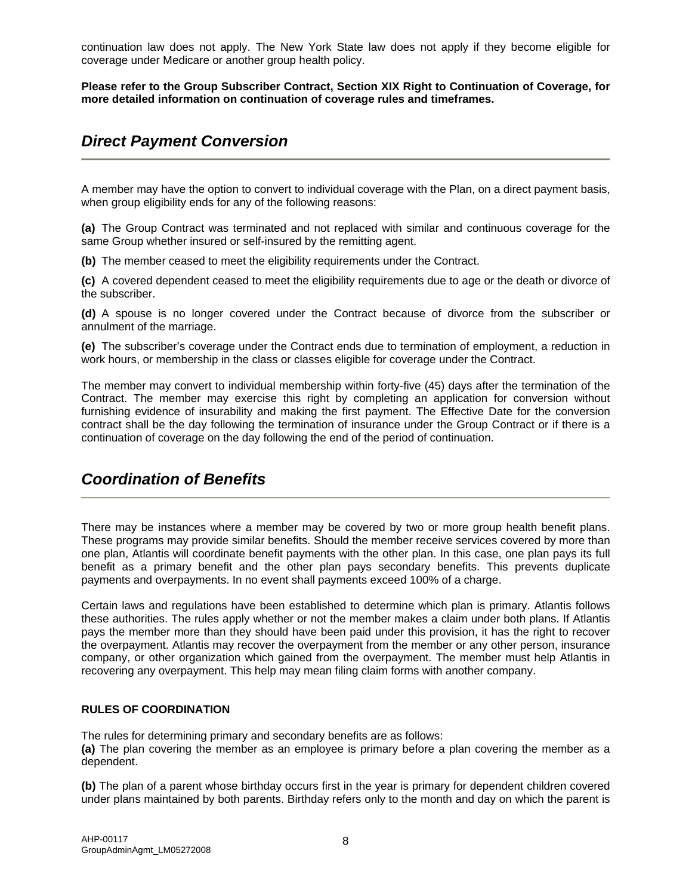continuation law does not apply. The New York State law does not apply if they become eligible for coverage under Medicare or another group health policy.

**Please refer to the Group Subscriber Contract, Section XIX Right to Continuation of Coverage, for more detailed information on continuation of coverage rules and timeframes.**

## *Direct Payment Conversion*

A member may have the option to convert to individual coverage with the Plan, on a direct payment basis, when group eligibility ends for any of the following reasons:

**(a)** The Group Contract was terminated and not replaced with similar and continuous coverage for the same Group whether insured or self-insured by the remitting agent.

**(b)** The member ceased to meet the eligibility requirements under the Contract.

**(c)** A covered dependent ceased to meet the eligibility requirements due to age or the death or divorce of the subscriber.

**(d)** A spouse is no longer covered under the Contract because of divorce from the subscriber or annulment of the marriage.

**(e)** The subscriber's coverage under the Contract ends due to termination of employment, a reduction in work hours, or membership in the class or classes eligible for coverage under the Contract.

The member may convert to individual membership within forty-five (45) days after the termination of the Contract. The member may exercise this right by completing an application for conversion without furnishing evidence of insurability and making the first payment. The Effective Date for the conversion contract shall be the day following the termination of insurance under the Group Contract or if there is a continuation of coverage on the day following the end of the period of continuation.

## *Coordination of Benefits*

There may be instances where a member may be covered by two or more group health benefit plans. These programs may provide similar benefits. Should the member receive services covered by more than one plan, Atlantis will coordinate benefit payments with the other plan. In this case, one plan pays its full benefit as a primary benefit and the other plan pays secondary benefits. This prevents duplicate payments and overpayments. In no event shall payments exceed 100% of a charge.

Certain laws and regulations have been established to determine which plan is primary. Atlantis follows these authorities. The rules apply whether or not the member makes a claim under both plans. If Atlantis pays the member more than they should have been paid under this provision, it has the right to recover the overpayment. Atlantis may recover the overpayment from the member or any other person, insurance company, or other organization which gained from the overpayment. The member must help Atlantis in recovering any overpayment. This help may mean filing claim forms with another company.

**RULES OF COORDINATION**

The rules for determining primary and secondary benefits are as follows:

**(a)** The plan covering the member as an employee is primary before a plan covering the member as a dependent.

**(b)** The plan of a parent whose birthday occurs first in the year is primary for dependent children covered under plans maintained by both parents. Birthday refers only to the month and day on which the parent is

AHP-00117
GroupAdminAgmt_LM05272008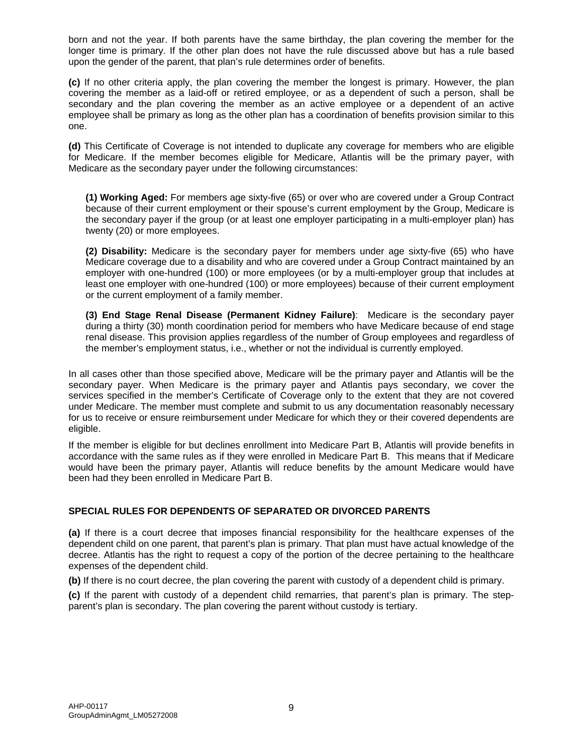born and not the year. If both parents have the same birthday, the plan covering the member for the longer time is primary. If the other plan does not have the rule discussed above but has a rule based upon the gender of the parent, that plan's rule determines order of benefits.

**(c)** If no other criteria apply, the plan covering the member the longest is primary. However, the plan covering the member as a laid-off or retired employee, or as a dependent of such a person, shall be secondary and the plan covering the member as an active employee or a dependent of an active employee shall be primary as long as the other plan has a coordination of benefits provision similar to this one.

**(d)** This Certificate of Coverage is not intended to duplicate any coverage for members who are eligible for Medicare. If the member becomes eligible for Medicare, Atlantis will be the primary payer, with Medicare as the secondary payer under the following circumstances:

> **(1) Working Aged:** For members age sixty-five (65) or over who are covered under a Group Contract because of their current employment or their spouse's current employment by the Group, Medicare is the secondary payer if the group (or at least one employer participating in a multi-employer plan) has twenty (20) or more employees.
>
> **(2) Disability:** Medicare is the secondary payer for members under age sixty-five (65) who have Medicare coverage due to a disability and who are covered under a Group Contract maintained by an employer with one-hundred (100) or more employees (or by a multi-employer group that includes at least one employer with one-hundred (100) or more employees) because of their current employment or the current employment of a family member.
>
> **(3) End Stage Renal Disease (Permanent Kidney Failure)**: Medicare is the secondary payer during a thirty (30) month coordination period for members who have Medicare because of end stage renal disease. This provision applies regardless of the number of Group employees and regardless of the member's employment status, i.e., whether or not the individual is currently employed.

In all cases other than those specified above, Medicare will be the primary payer and Atlantis will be the secondary payer. When Medicare is the primary payer and Atlantis pays secondary, we cover the services specified in the member's Certificate of Coverage only to the extent that they are not covered under Medicare. The member must complete and submit to us any documentation reasonably necessary for us to receive or ensure reimbursement under Medicare for which they or their covered dependents are eligible.

If the member is eligible for but declines enrollment into Medicare Part B, Atlantis will provide benefits in accordance with the same rules as if they were enrolled in Medicare Part B. This means that if Medicare would have been the primary payer, Atlantis will reduce benefits by the amount Medicare would have been had they been enrolled in Medicare Part B.

### SPECIAL RULES FOR DEPENDENTS OF SEPARATED OR DIVORCED PARENTS

**(a)** If there is a court decree that imposes financial responsibility for the healthcare expenses of the dependent child on one parent, that parent's plan is primary. That plan must have actual knowledge of the decree. Atlantis has the right to request a copy of the portion of the decree pertaining to the healthcare expenses of the dependent child.

**(b)** If there is no court decree, the plan covering the parent with custody of a dependent child is primary.

**(c)** If the parent with custody of a dependent child remarries, that parent's plan is primary. The step-parent's plan is secondary. The plan covering the parent without custody is tertiary.

AHP-00117
GroupAdminAgmt_LM05272008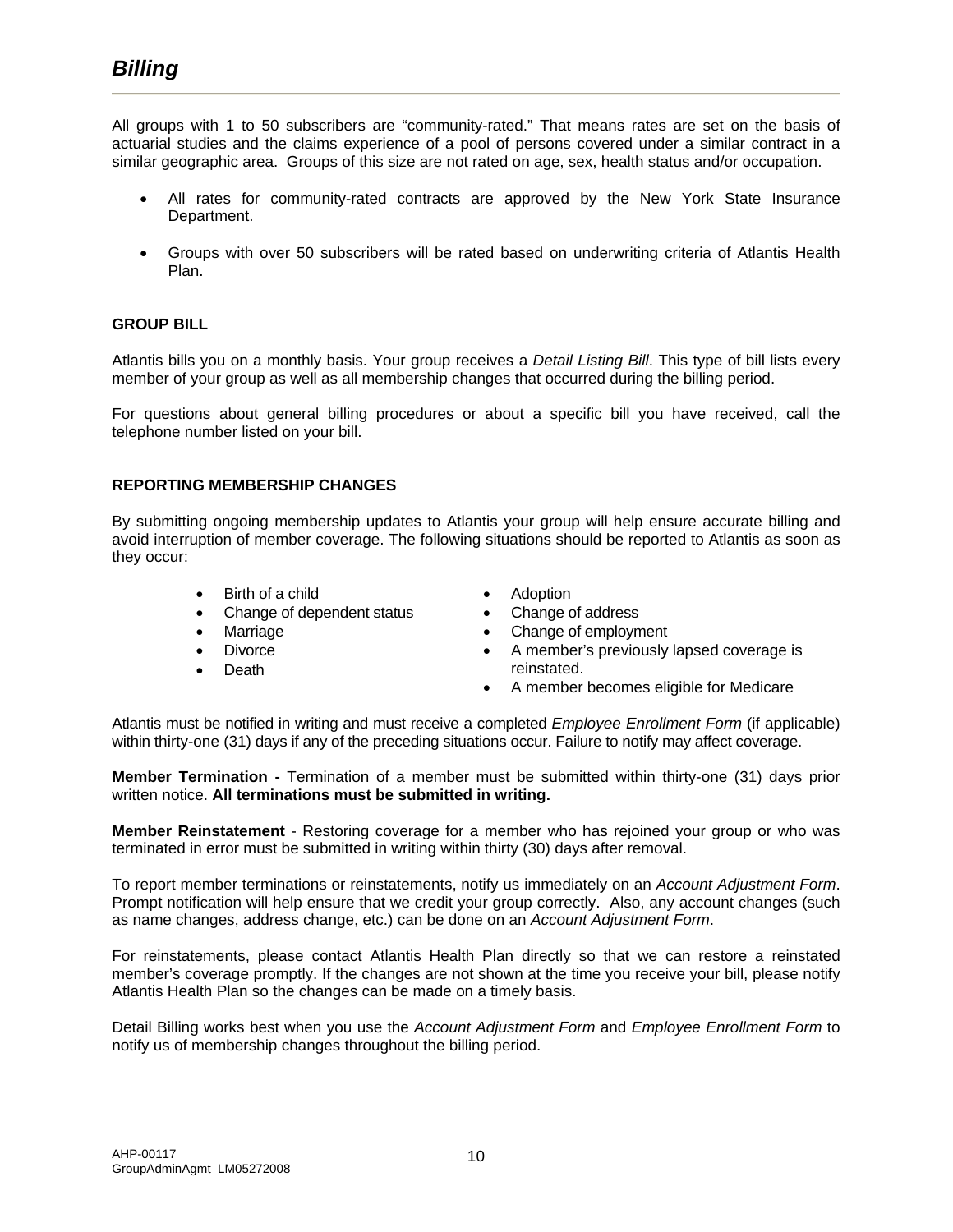# *Billing*

All groups with 1 to 50 subscribers are "community-rated." That means rates are set on the basis of actuarial studies and the claims experience of a pool of persons covered under a similar contract in a similar geographic area. Groups of this size are not rated on age, sex, health status and/or occupation.

- All rates for community-rated contracts are approved by the New York State Insurance Department.
- Groups with over 50 subscribers will be rated based on underwriting criteria of Atlantis Health Plan.

**GROUP BILL**

Atlantis bills you on a monthly basis. Your group receives a *Detail Listing Bill*. This type of bill lists every member of your group as well as all membership changes that occurred during the billing period.

For questions about general billing procedures or about a specific bill you have received, call the telephone number listed on your bill.

**REPORTING MEMBERSHIP CHANGES**

By submitting ongoing membership updates to Atlantis your group will help ensure accurate billing and avoid interruption of member coverage. The following situations should be reported to Atlantis as soon as they occur:

- Birth of a child
- Change of dependent status
- Marriage
- Divorce
- Death
- Adoption
- Change of address
- Change of employment
- A member's previously lapsed coverage is reinstated.
- A member becomes eligible for Medicare

Atlantis must be notified in writing and must receive a completed *Employee Enrollment Form* (if applicable) within thirty-one (31) days if any of the preceding situations occur. Failure to notify may affect coverage.

**Member Termination -** Termination of a member must be submitted within thirty-one (31) days prior written notice. **All terminations must be submitted in writing.**

**Member Reinstatement** - Restoring coverage for a member who has rejoined your group or who was terminated in error must be submitted in writing within thirty (30) days after removal.

To report member terminations or reinstatements, notify us immediately on an *Account Adjustment Form*. Prompt notification will help ensure that we credit your group correctly. Also, any account changes (such as name changes, address change, etc.) can be done on an *Account Adjustment Form*.

For reinstatements, please contact Atlantis Health Plan directly so that we can restore a reinstated member's coverage promptly. If the changes are not shown at the time you receive your bill, please notify Atlantis Health Plan so the changes can be made on a timely basis.

Detail Billing works best when you use the *Account Adjustment Form* and *Employee Enrollment Form* to notify us of membership changes throughout the billing period.

AHP-00117
GroupAdminAgmt_LM05272008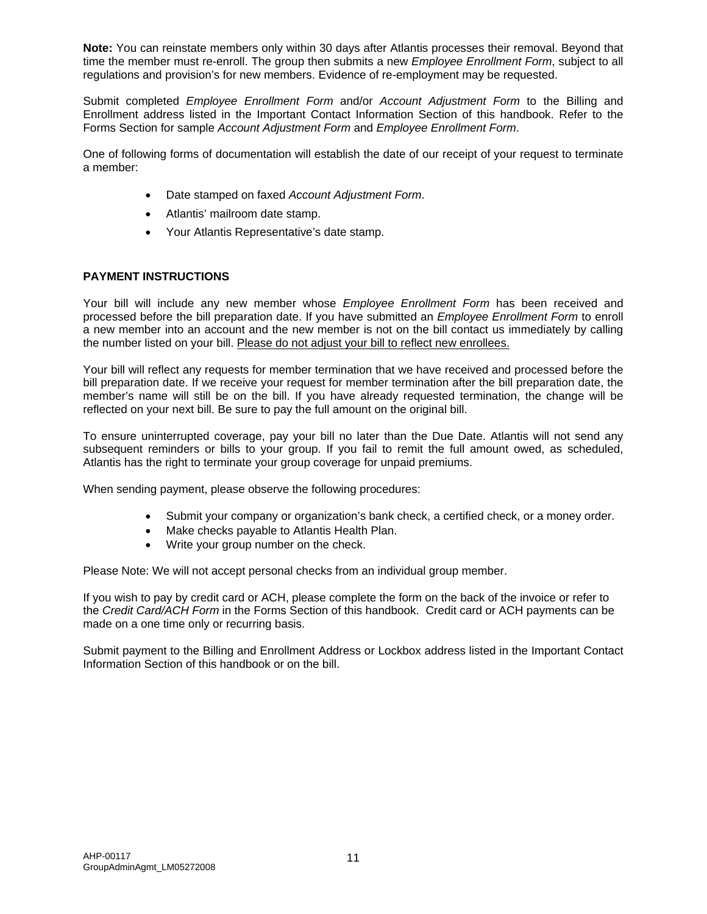**Note:** You can reinstate members only within 30 days after Atlantis processes their removal. Beyond that time the member must re-enroll. The group then submits a new *Employee Enrollment Form*, subject to all regulations and provision's for new members. Evidence of re-employment may be requested.

Submit completed *Employee Enrollment Form* and/or *Account Adjustment Form* to the Billing and Enrollment address listed in the Important Contact Information Section of this handbook. Refer to the Forms Section for sample *Account Adjustment Form* and *Employee Enrollment Form*.

One of following forms of documentation will establish the date of our receipt of your request to terminate a member:

- Date stamped on faxed *Account Adjustment Form*.
- Atlantis' mailroom date stamp.
- Your Atlantis Representative's date stamp.

**PAYMENT INSTRUCTIONS**

Your bill will include any new member whose *Employee Enrollment Form* has been received and processed before the bill preparation date. If you have submitted an *Employee Enrollment Form* to enroll a new member into an account and the new member is not on the bill contact us immediately by calling the number listed on your bill. <u>Please do not adjust your bill to reflect new enrollees.</u>

Your bill will reflect any requests for member termination that we have received and processed before the bill preparation date. If we receive your request for member termination after the bill preparation date, the member's name will still be on the bill. If you have already requested termination, the change will be reflected on your next bill. Be sure to pay the full amount on the original bill.

To ensure uninterrupted coverage, pay your bill no later than the Due Date. Atlantis will not send any subsequent reminders or bills to your group. If you fail to remit the full amount owed, as scheduled, Atlantis has the right to terminate your group coverage for unpaid premiums.

When sending payment, please observe the following procedures:

- Submit your company or organization's bank check, a certified check, or a money order.
- Make checks payable to Atlantis Health Plan.
- Write your group number on the check.

Please Note: We will not accept personal checks from an individual group member.

If you wish to pay by credit card or ACH, please complete the form on the back of the invoice or refer to the *Credit Card/ACH Form* in the Forms Section of this handbook. Credit card or ACH payments can be made on a one time only or recurring basis.

Submit payment to the Billing and Enrollment Address or Lockbox address listed in the Important Contact Information Section of this handbook or on the bill.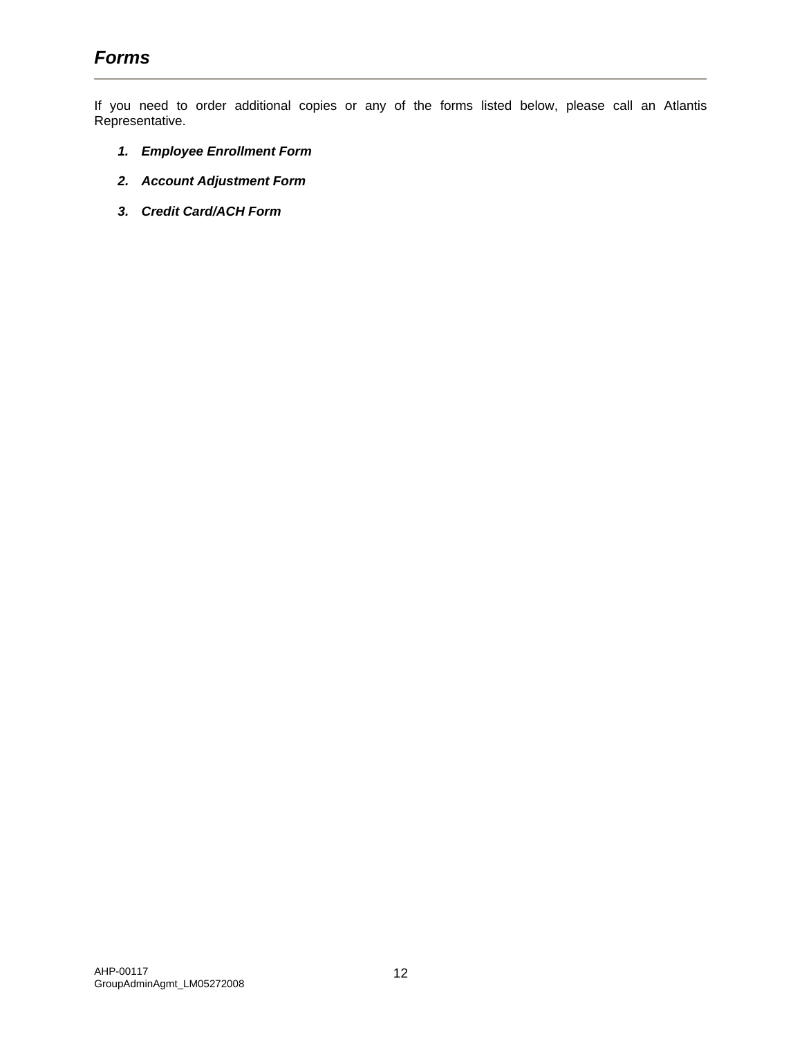# *Forms*

If you need to order additional copies or any of the forms listed below, please call an Atlantis Representative.

1. ***Employee Enrollment Form***
2. ***Account Adjustment Form***
3. ***Credit Card/ACH Form***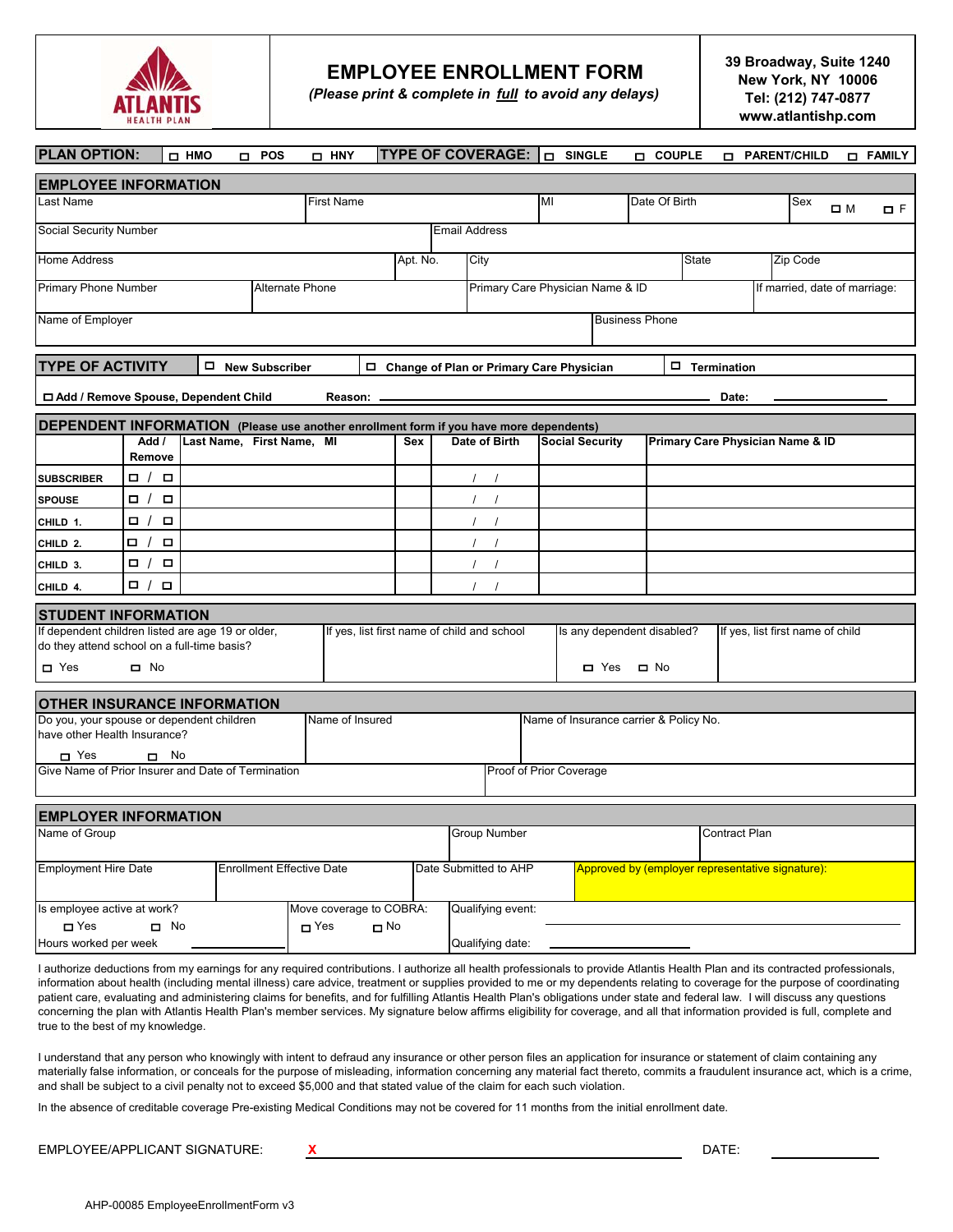ATLANTIS HEALTH PLAN

# EMPLOYEE ENROLLMENT FORM

*(Please print & complete in full to avoid any delays)*

**39 Broadway, Suite 1240**
**New York, NY 10006**
**Tel: (212) 747-0877**
**www.atlantishp.com**

**PLAN OPTION:** ☐ HMO ☐ POS ☐ HNY **TYPE OF COVERAGE:** ☐ SINGLE ☐ COUPLE ☐ PARENT/CHILD ☐ FAMILY

## EMPLOYEE INFORMATION

| Last Name | First Name | MI | Date Of Birth | Sex ☐ M ☐ F |
|---|---|---|---|---|

| Social Security Number | Email Address |
|---|---|

| Home Address | Apt. No. | City | State | Zip Code |
|---|---|---|---|---|

| Primary Phone Number | Alternate Phone | Primary Care Physician Name & ID | If married, date of marriage: |
|---|---|---|---|

| Name of Employer | Business Phone |
|---|---|

## TYPE OF ACTIVITY

☐ New Subscriber ☐ Change of Plan or Primary Care Physician ☐ Termination

☐ Add / Remove Spouse, Dependent Child Reason: ______________________ Date: __________

## DEPENDENT INFORMATION (Please use another enrollment form if you have more dependents)

| | Add / Remove | Last Name, First Name, MI | Sex | Date of Birth | Social Security | Primary Care Physician Name & ID |
|---|---|---|---|---|---|---|
| SUBSCRIBER | ☐ / ☐ | | | / / | | |
| SPOUSE | ☐ / ☐ | | | / / | | |
| CHILD 1. | ☐ / ☐ | | | / / | | |
| CHILD 2. | ☐ / ☐ | | | / / | | |
| CHILD 3. | ☐ / ☐ | | | / / | | |
| CHILD 4. | ☐ / ☐ | | | / / | | |

## STUDENT INFORMATION

| If dependent children listed are age 19 or older, do they attend school on a full-time basis? ☐ Yes ☐ No | If yes, list first name of child and school | Is any dependent disabled? ☐ Yes ☐ No | If yes, list first name of child |
|---|---|---|---|

## OTHER INSURANCE INFORMATION

| Do you, your spouse or dependent children have other Health Insurance? ☐ Yes ☐ No | Name of Insured | Name of Insurance carrier & Policy No. |
|---|---|---|

| Give Name of Prior Insurer and Date of Termination | Proof of Prior Coverage |
|---|---|

## EMPLOYER INFORMATION

| Name of Group | Group Number | Contract Plan |
|---|---|---|

| Employment Hire Date | Enrollment Effective Date | Date Submitted to AHP | Approved by (employer representative signature): |
|---|---|---|---|

| Is employee active at work? ☐ Yes ☐ No | Move coverage to COBRA: ☐ Yes ☐ No | Qualifying event: ______ |
|---|---|---|
| Hours worked per week | | Qualifying date: ______ |

I authorize deductions from my earnings for any required contributions. I authorize all health professionals to provide Atlantis Health Plan and its contracted professionals, information about health (including mental illness) care advice, treatment or supplies provided to me or my dependents relating to coverage for the purpose of coordinating patient care, evaluating and administering claims for benefits, and for fulfilling Atlantis Health Plan's obligations under state and federal law. I will discuss any questions concerning the plan with Atlantis Health Plan's member services. My signature below affirms eligibility for coverage, and all that information provided is full, complete and true to the best of my knowledge.

I understand that any person who knowingly with intent to defraud any insurance or other person files an application for insurance or statement of claim containing any materially false information, or conceals for the purpose of misleading, information concerning any material fact thereto, commits a fraudulent insurance act, which is a crime, and shall be subject to a civil penalty not to exceed $5,000 and that stated value of the claim for each such violation.

In the absence of creditable coverage Pre-existing Medical Conditions may not be covered for 11 months from the initial enrollment date.

EMPLOYEE/APPLICANT SIGNATURE: X ______________________ DATE: __________

AHP-00085 EmployeeEnrollmentForm v3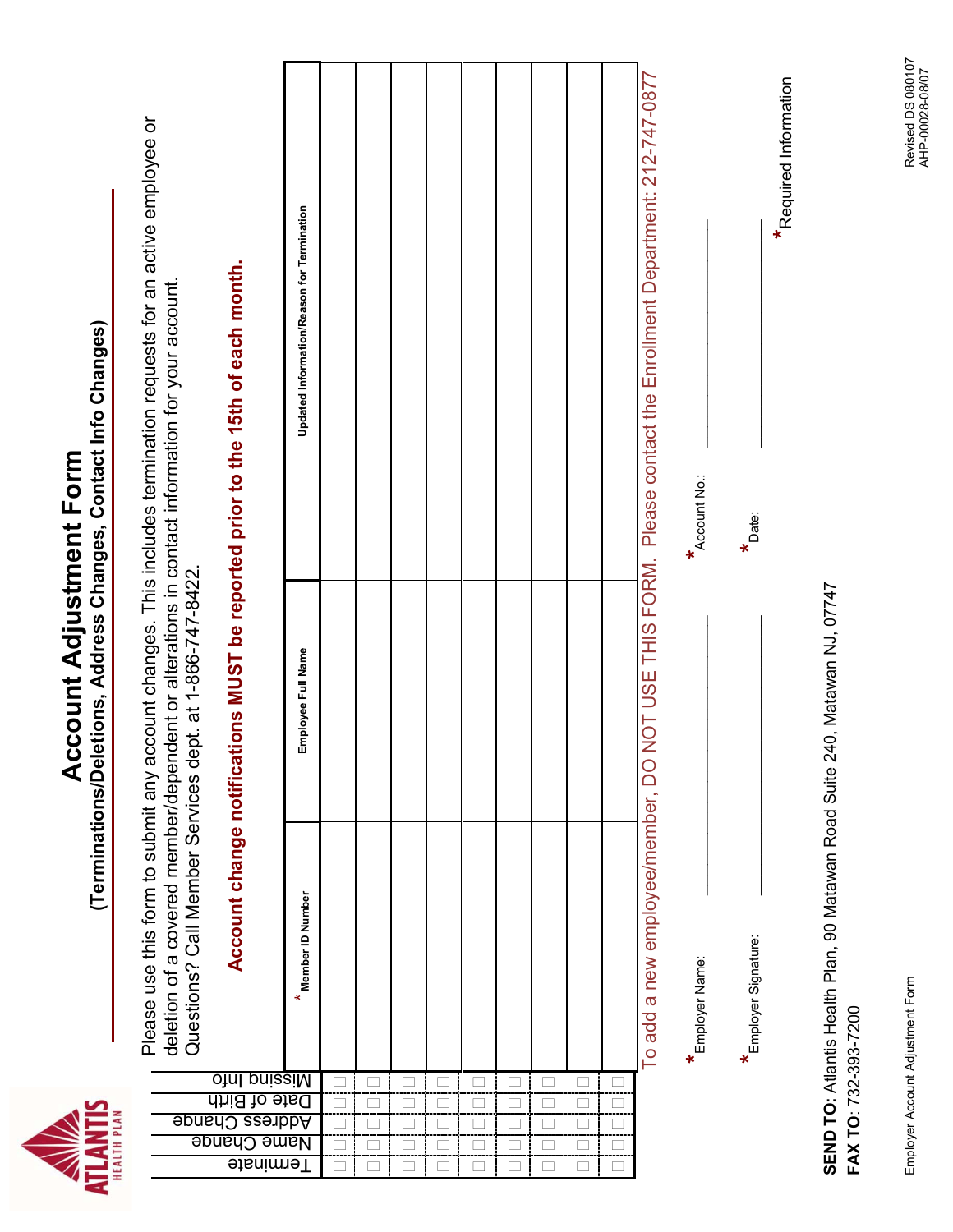# Account Adjustment Form

## (Terminations/Deletions, Address Changes, Contact Info Changes)

Please use this form to submit any account changes. This includes termination requests for an active employee or deletion of a covered member/dependent or alterations in contact information for your account. Questions? Call Member Services dept. at 1-866-747-8422.

**Account change notifications MUST be reported prior to the 15th of each month.**

| Terminate | Name Change | Address Change | Date of Birth | Missing Info | * Member ID Number | Employee Full Name | Updated Information/Reason for Termination |
|---|---|---|---|---|---|---|---|
| ☐ | ☐ | ☐ | ☐ | ☐ | | | |
| ☐ | ☐ | ☐ | ☐ | ☐ | | | |
| ☐ | ☐ | ☐ | ☐ | ☐ | | | |
| ☐ | ☐ | ☐ | ☐ | ☐ | | | |
| ☐ | ☐ | ☐ | ☐ | ☐ | | | |
| ☐ | ☐ | ☐ | ☐ | ☐ | | | |
| ☐ | ☐ | ☐ | ☐ | ☐ | | | |
| ☐ | ☐ | ☐ | ☐ | ☐ | | | |
| ☐ | ☐ | ☐ | ☐ | ☐ | | | |

To add a new employee/member, DO NOT USE THIS FORM. Please contact the Enrollment Department: 212-747-0877

*Employer Name: ______________________ *Account No.: ______________________

*Employer Signature: ______________________ *Date: ______________________

*Required Information

**SEND TO:** Atlantis Health Plan, 90 Matawan Road Suite 240, Matawan NJ, 07747

**FAX TO**: 732-393-7200

Employer Account Adjustment Form

Revised DS 080107
AHP-00028-08/07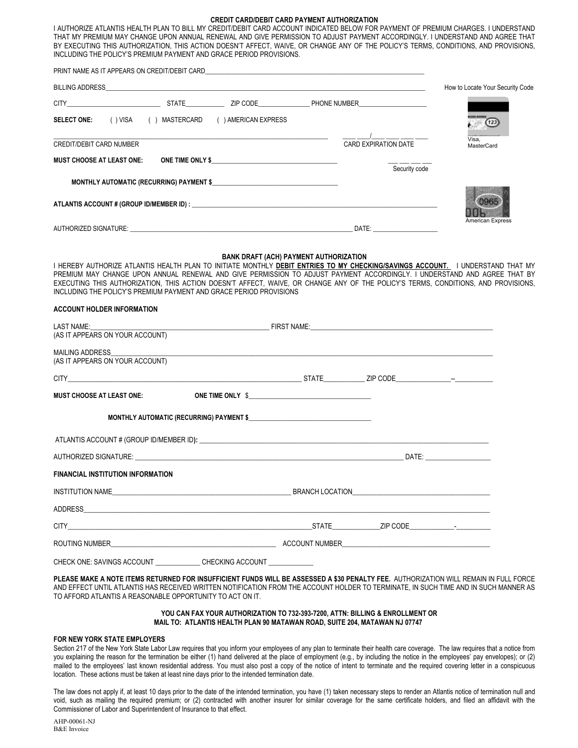## CREDIT CARD/DEBIT CARD PAYMENT AUTHORIZATION

I AUTHORIZE ATLANTIS HEALTH PLAN TO BILL MY CREDIT/DEBIT CARD ACCOUNT INDICATED BELOW FOR PAYMENT OF PREMIUM CHARGES. I UNDERSTAND THAT MY PREMIUM MAY CHANGE UPON ANNUAL RENEWAL AND GIVE PERMISSION TO ADJUST PAYMENT ACCORDINGLY. I UNDERSTAND AND AGREE THAT BY EXECUTING THIS AUTHORIZATION, THIS ACTION DOESN'T AFFECT, WAIVE, OR CHANGE ANY OF THE POLICY'S TERMS, CONDITIONS, AND PROVISIONS, INCLUDING THE POLICY'S PREMIUM PAYMENT AND GRACE PERIOD PROVISIONS.

PRINT NAME AS IT APPEARS ON CREDIT/DEBIT CARD\_\_\_\_\_\_\_\_\_\_\_\_\_\_\_\_\_\_\_\_\_\_\_\_\_\_\_\_\_\_\_\_\_\_\_\_\_\_\_\_

BILLING ADDRESS\_\_\_\_\_\_\_\_\_\_\_\_\_\_\_\_\_\_\_\_\_\_\_\_\_\_\_\_\_\_\_\_\_\_\_\_\_\_\_\_\_\_\_\_\_\_\_\_

How to Locate Your Security Code

CITY\_\_\_\_\_\_\_\_\_\_\_\_\_\_\_\_\_\_\_\_ STATE\_\_\_\_\_\_\_\_ ZIP CODE\_\_\_\_\_\_\_\_\_\_ PHONE NUMBER\_\_\_\_\_\_\_\_\_\_\_\_\_\_\_

**SELECT ONE:** ( ) VISA ( ) MASTERCARD ( ) AMERICAN EXPRESS

Visa, MasterCard

\_\_\_\_\_\_\_\_\_\_\_\_\_\_\_\_\_\_\_\_\_\_\_\_\_\_\_\_\_\_\_\_\_\_\_\_\_\_\_\_ \_\_\_\_ \_\_\_\_/\_\_\_\_ \_\_\_\_ \_\_\_\_ \_\_\_\_

CREDIT/DEBIT CARD NUMBER CARD EXPIRATION DATE

**MUST CHOOSE AT LEAST ONE: ONE TIME ONLY $**\_\_\_\_\_\_\_\_\_\_\_\_\_\_\_\_\_\_\_\_\_\_\_\_\_\_ \_\_\_ \_\_\_ \_\_\_ \_\_\_ Security code

**MONTHLY AUTOMATIC (RECURRING) PAYMENT $**\_\_\_\_\_\_\_\_\_\_\_\_\_\_\_\_\_\_\_\_\_\_\_\_\_\_

**ATLANTIS ACCOUNT # (GROUP ID/MEMBER ID) :** \_\_\_\_\_\_\_\_\_\_\_\_\_\_\_\_\_\_\_\_\_\_\_\_\_\_\_\_\_\_\_\_\_\_\_\_\_\_\_\_

American Express

AUTHORIZED SIGNATURE: \_\_\_\_\_\_\_\_\_\_\_\_\_\_\_\_\_\_\_\_\_\_\_\_\_\_\_\_\_\_\_\_\_\_\_\_\_\_\_\_ DATE: \_\_\_\_\_\_\_\_\_\_\_\_\_\_

## BANK DRAFT (ACH) PAYMENT AUTHORIZATION

I HEREBY AUTHORIZE ATLANTIS HEALTH PLAN TO INITIATE MONTHLY **DEBIT ENTRIES TO MY CHECKING/SAVINGS ACCOUNT.** I UNDERSTAND THAT MY PREMIUM MAY CHANGE UPON ANNUAL RENEWAL AND GIVE PERMISSION TO ADJUST PAYMENT ACCORDINGLY. I UNDERSTAND AND AGREE THAT BY EXECUTING THIS AUTHORIZATION, THIS ACTION DOESN'T AFFECT, WAIVE, OR CHANGE ANY OF THE POLICY'S TERMS, CONDITIONS, AND PROVISIONS, INCLUDING THE POLICY'S PREMIUM PAYMENT AND GRACE PERIOD PROVISIONS

**ACCOUNT HOLDER INFORMATION**

LAST NAME:\_\_\_\_\_\_\_\_\_\_\_\_\_\_\_\_\_\_\_\_\_\_\_\_\_\_\_\_\_\_ FIRST NAME:\_\_\_\_\_\_\_\_\_\_\_\_\_\_\_\_\_\_\_\_\_\_\_\_\_\_\_\_\_\_
(AS IT APPEARS ON YOUR ACCOUNT)

MAILING ADDRESS\_\_\_\_\_\_\_\_\_\_\_\_\_\_\_\_\_\_\_\_\_\_\_\_\_\_\_\_\_\_\_\_\_\_\_\_\_\_\_\_\_\_\_\_\_\_\_\_
(AS IT APPEARS ON YOUR ACCOUNT)

CITY\_\_\_\_\_\_\_\_\_\_\_\_\_\_\_\_\_\_\_\_\_\_\_\_\_\_\_\_\_\_\_\_\_\_\_\_\_\_ STATE\_\_\_\_\_\_\_\_ ZIP CODE\_\_\_\_\_\_\_\_\_\_--\_\_\_\_\_\_\_\_

**MUST CHOOSE AT LEAST ONE: ONE TIME ONLY** $\_\_\_\_\_\_\_\_\_\_\_\_\_\_\_\_\_\_\_\_\_\_\_\_\_\_

**MONTHLY AUTOMATIC (RECURRING) PAYMENT $**\_\_\_\_\_\_\_\_\_\_\_\_\_\_\_\_\_\_\_\_\_\_\_\_\_\_

ATLANTIS ACCOUNT # (GROUP ID/MEMBER ID)**:** \_\_\_\_\_\_\_\_\_\_\_\_\_\_\_\_\_\_\_\_\_\_\_\_\_\_\_\_\_\_\_\_\_\_\_\_\_\_\_\_

AUTHORIZED SIGNATURE: \_\_\_\_\_\_\_\_\_\_\_\_\_\_\_\_\_\_\_\_\_\_\_\_\_\_\_\_\_\_\_\_\_\_\_\_\_\_\_\_ DATE: \_\_\_\_\_\_\_\_\_\_\_\_\_\_

**FINANCIAL INSTITUTION INFORMATION**

INSTITUTION NAME\_\_\_\_\_\_\_\_\_\_\_\_\_\_\_\_\_\_\_\_\_\_\_\_\_\_\_\_\_\_ BRANCH LOCATION\_\_\_\_\_\_\_\_\_\_\_\_\_\_\_\_\_\_\_\_\_\_\_\_\_\_\_\_\_\_

ADDRESS\_\_\_\_\_\_\_\_\_\_\_\_\_\_\_\_\_\_\_\_\_\_\_\_\_\_\_\_\_\_\_\_\_\_\_\_\_\_\_\_\_\_\_\_\_\_\_\_

CITY\_\_\_\_\_\_\_\_\_\_\_\_\_\_\_\_\_\_\_\_\_\_\_\_\_\_\_\_\_\_\_\_\_\_\_\_\_\_ STATE\_\_\_\_\_\_\_\_ ZIP CODE\_\_\_\_\_\_\_\_\_\_-\_\_\_\_\_\_\_\_

ROUTING NUMBER\_\_\_\_\_\_\_\_\_\_\_\_\_\_\_\_\_\_\_\_\_\_\_\_\_\_\_\_\_\_ ACCOUNT NUMBER\_\_\_\_\_\_\_\_\_\_\_\_\_\_\_\_\_\_\_\_\_\_\_\_\_\_\_\_\_\_

CHECK ONE: SAVINGS ACCOUNT \_\_\_\_\_\_\_\_\_\_ CHECKING ACCOUNT \_\_\_\_\_\_\_\_\_\_

**PLEASE MAKE A NOTE ITEMS RETURNED FOR INSUFFICIENT FUNDS WILL BE ASSESSED A $30 PENALTY FEE.** AUTHORIZATION WILL REMAIN IN FULL FORCE AND EFFECT UNTIL ATLANTIS HAS RECEIVED WRITTEN NOTIFICATION FROM THE ACCOUNT HOLDER TO TERMINATE, IN SUCH TIME AND IN SUCH MANNER AS TO AFFORD ATLANTIS A REASONABLE OPPORTUNITY TO ACT ON IT.

**YOU CAN FAX YOUR AUTHORIZATION TO 732-393-7200, ATTN: BILLING & ENROLLMENT OR MAIL TO: ATLANTIS HEALTH PLAN 90 MATAWAN ROAD, SUITE 204, MATAWAN NJ 07747**

**FOR NEW YORK STATE EMPLOYERS**

Section 217 of the New York State Labor Law requires that you inform your employees of any plan to terminate their health care coverage. The law requires that a notice from you explaining the reason for the termination be either (1) hand delivered at the place of employment (e.g., by including the notice in the employees' pay envelopes); or (2) mailed to the employees' last known residential address. You must also post a copy of the notice of intent to terminate and the required covering letter in a conspicuous location. These actions must be taken at least nine days prior to the intended termination date.

The law does not apply if, at least 10 days prior to the date of the intended termination, you have (1) taken necessary steps to render an Atlantis notice of termination null and void, such as mailing the required premium; or (2) contracted with another insurer for similar coverage for the same certificate holders, and filed an affidavit with the Commissioner of Labor and Superintendent of Insurance to that effect.

AHP-00061-NJ
B&E Invoice